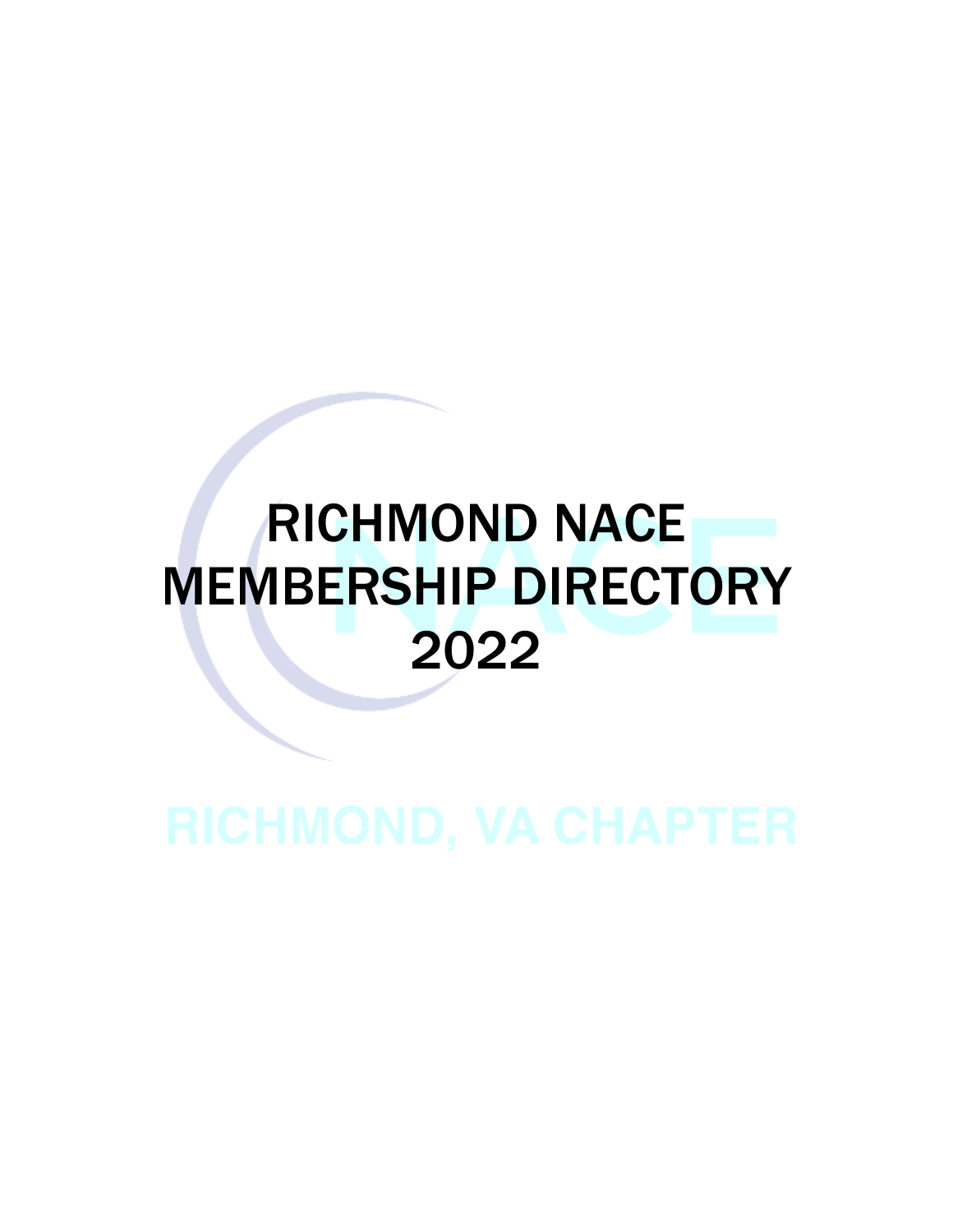# RICHMOND NACE MEMBERSHIP DIRECTORY 2022

RICHMOND, VA CHAPTER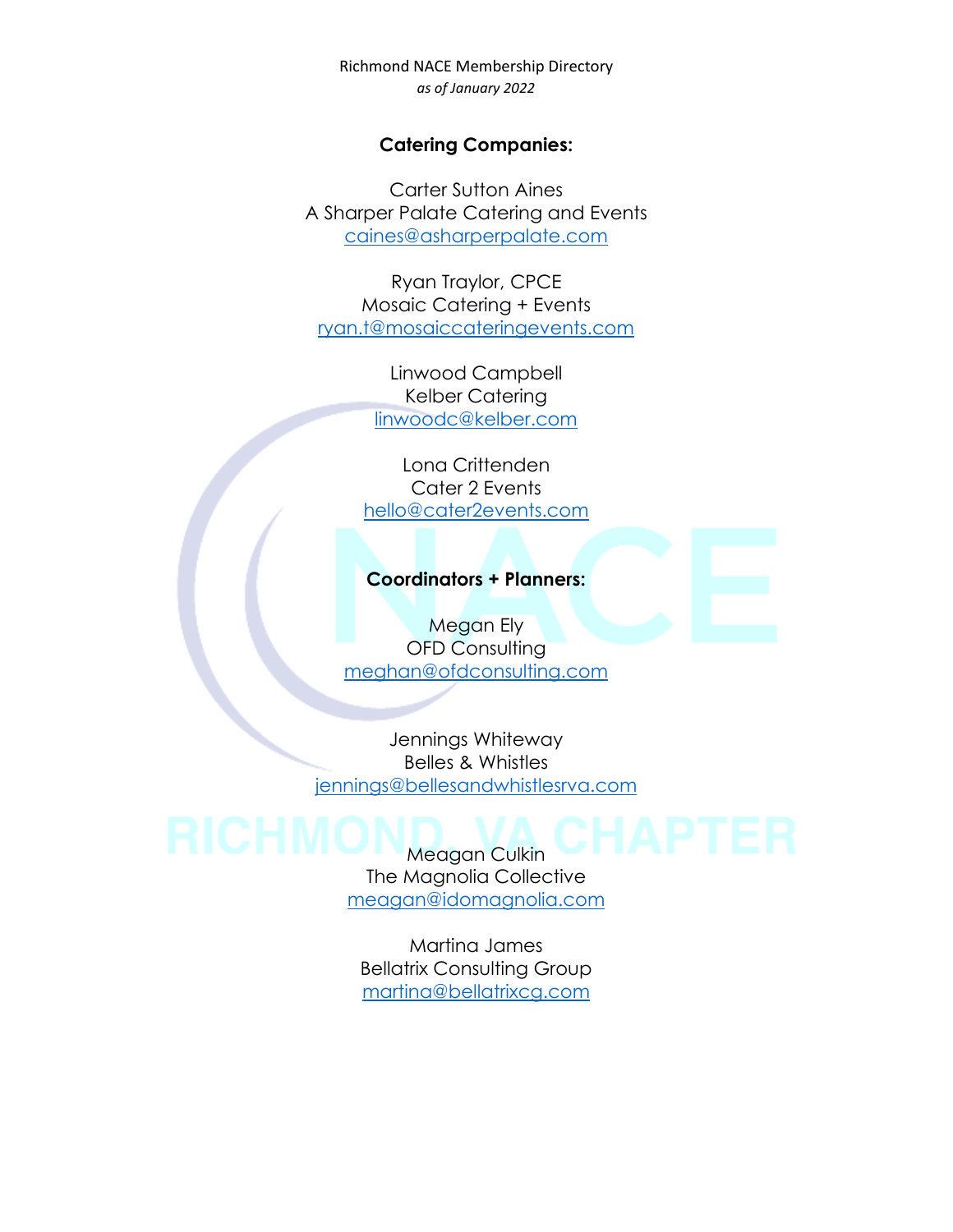Richmond NACE Membership Directory
*as of January 2022*

**Catering Companies:**

Carter Sutton Aines
A Sharper Palate Catering and Events
caines@asharperpalate.com

Ryan Traylor, CPCE
Mosaic Catering + Events
ryan.t@mosaiccateringevents.com

Linwood Campbell
Kelber Catering
linwoodc@kelber.com

Lona Crittenden
Cater 2 Events
hello@cater2events.com

**Coordinators + Planners:**

Megan Ely
OFD Consulting
meghan@ofdconsulting.com

Jennings Whiteway
Belles & Whistles
jennings@bellesandwhistlesrva.com

Meagan Culkin
The Magnolia Collective
meagan@idomagnolia.com

Martina James
Bellatrix Consulting Group
martina@bellatrixcg.com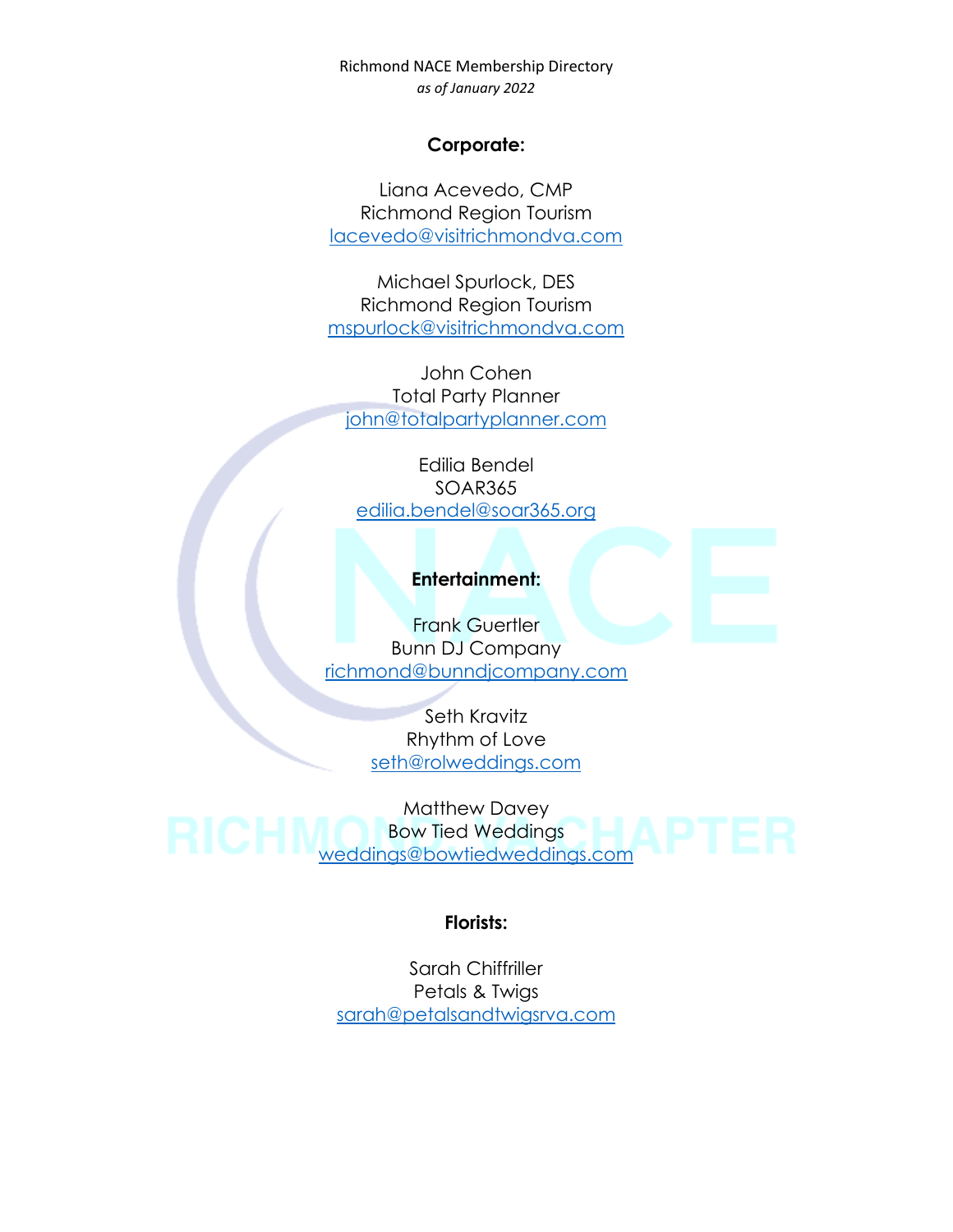Richmond NACE Membership Directory
*as of January 2022*

**Corporate:**

Liana Acevedo, CMP
Richmond Region Tourism
lacevedo@visitrichmondva.com

Michael Spurlock, DES
Richmond Region Tourism
mspurlock@visitrichmondva.com

John Cohen
Total Party Planner
john@totalpartyplanner.com

Edilia Bendel
SOAR365
edilia.bendel@soar365.org

**Entertainment:**

Frank Guertler
Bunn DJ Company
richmond@bunndjcompany.com

Seth Kravitz
Rhythm of Love
seth@rolweddings.com

Matthew Davey
Bow Tied Weddings
weddings@bowtiedweddings.com

**Florists:**

Sarah Chiffriller
Petals & Twigs
sarah@petalsandtwigsrva.com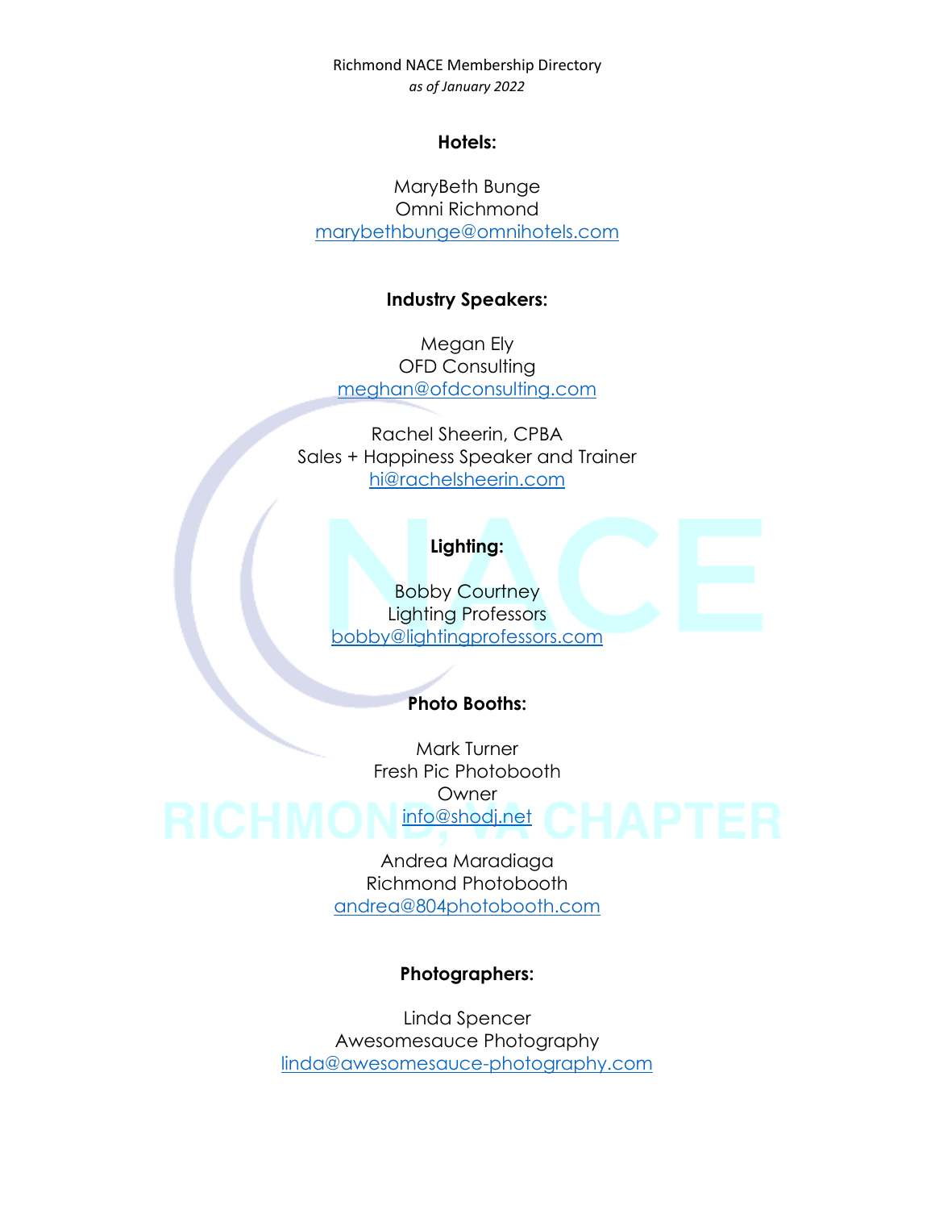Richmond NACE Membership Directory
*as of January 2022*

**Hotels:**

MaryBeth Bunge
Omni Richmond
marybethbunge@omnihotels.com

**Industry Speakers:**

Megan Ely
OFD Consulting
meghan@ofdconsulting.com

Rachel Sheerin, CPBA
Sales + Happiness Speaker and Trainer
hi@rachelsheerin.com

**Lighting:**

Bobby Courtney
Lighting Professors
bobby@lightingprofessors.com

**Photo Booths:**

Mark Turner
Fresh Pic Photobooth
Owner
info@shodj.net

Andrea Maradiaga
Richmond Photobooth
andrea@804photobooth.com

**Photographers:**

Linda Spencer
Awesomesauce Photography
linda@awesomesauce-photography.com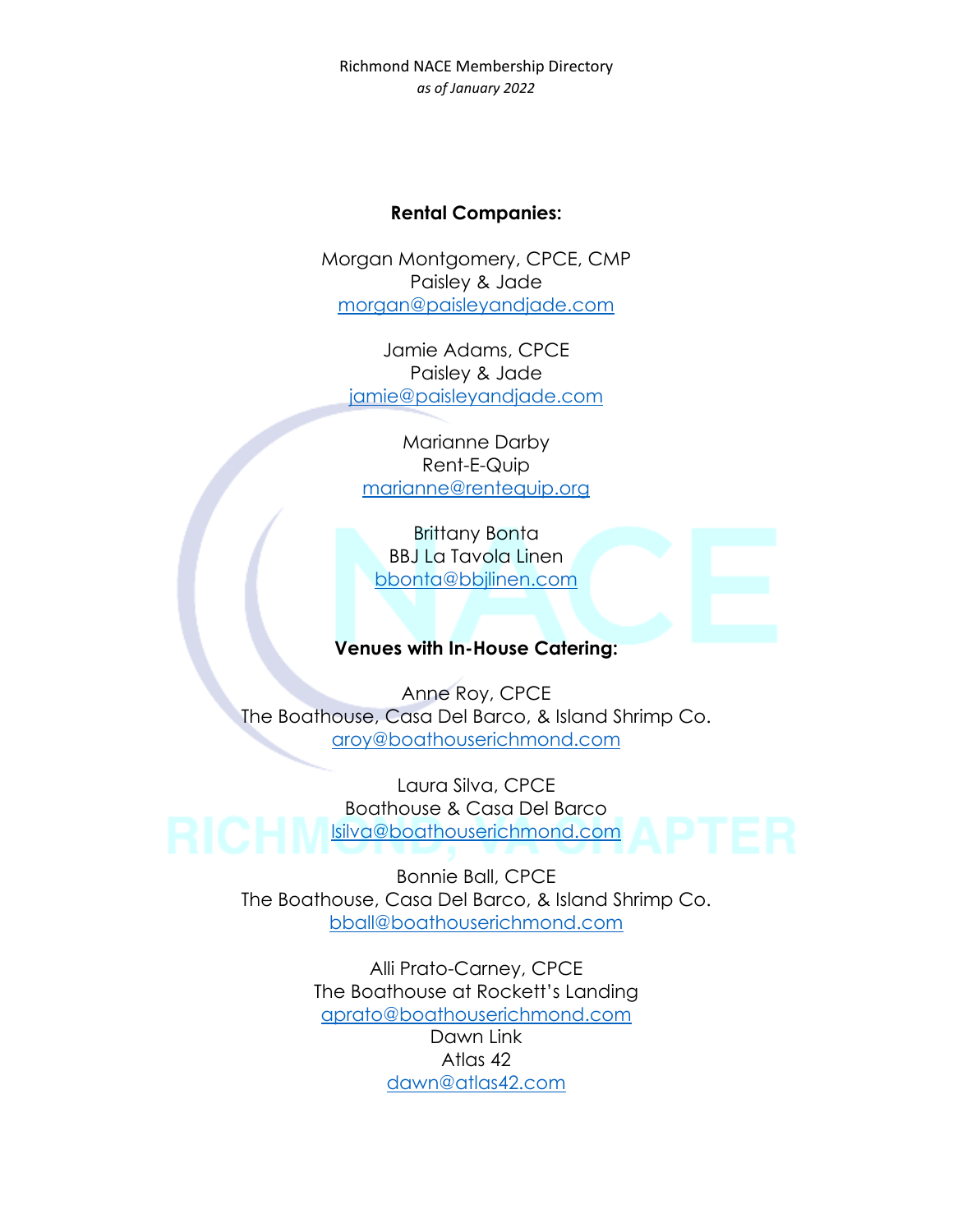**Rental Companies:**

Morgan Montgomery, CPCE, CMP
Paisley & Jade
morgan@paisleyandjade.com

Jamie Adams, CPCE
Paisley & Jade
jamie@paisleyandjade.com

Marianne Darby
Rent-E-Quip
marianne@rentequip.org

Brittany Bonta
BBJ La Tavola Linen
bbonta@bbjlinen.com

**Venues with In-House Catering:**

Anne Roy, CPCE
The Boathouse, Casa Del Barco, & Island Shrimp Co.
aroy@boathouserichmond.com

Laura Silva, CPCE
Boathouse & Casa Del Barco
lsilva@boathouserichmond.com

Bonnie Ball, CPCE
The Boathouse, Casa Del Barco, & Island Shrimp Co.
bball@boathouserichmond.com

Alli Prato-Carney, CPCE
The Boathouse at Rockett's Landing
aprato@boathouserichmond.com

Dawn Link
Atlas 42
dawn@atlas42.com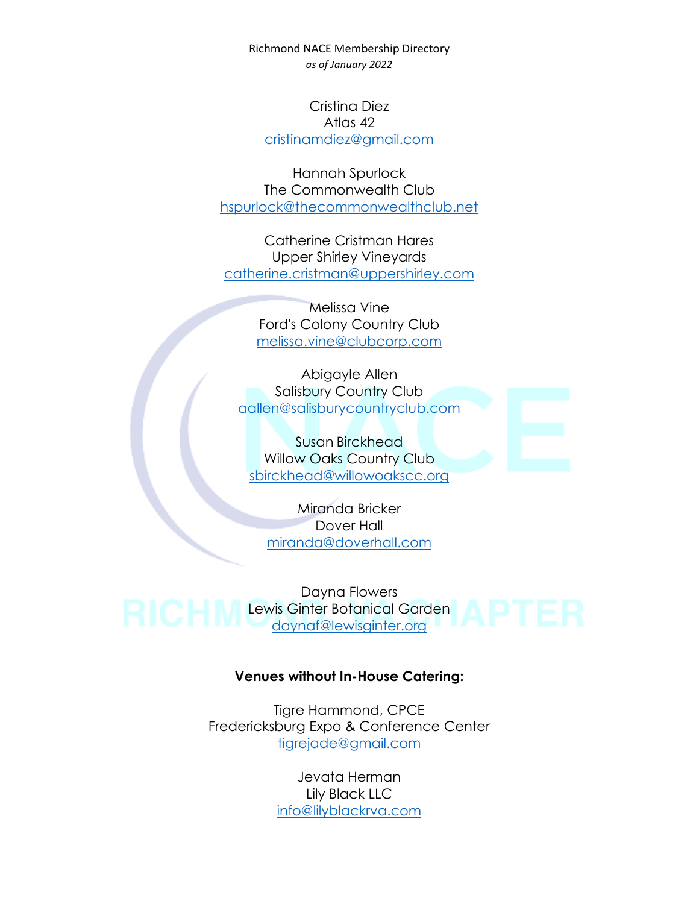Richmond NACE Membership Directory
*as of January 2022*

Cristina Diez
Atlas 42
cristinamdiez@gmail.com

Hannah Spurlock
The Commonwealth Club
hspurlock@thecommonwealthclub.net

Catherine Cristman Hares
Upper Shirley Vineyards
catherine.cristman@uppershirley.com

Melissa Vine
Ford's Colony Country Club
melissa.vine@clubcorp.com

Abigayle Allen
Salisbury Country Club
aallen@salisburycountryclub.com

Susan Birckhead
Willow Oaks Country Club
sbirckhead@willowoakscc.org

Miranda Bricker
Dover Hall
miranda@doverhall.com

Dayna Flowers
Lewis Ginter Botanical Garden
daynaf@lewisginter.org

**Venues without In-House Catering:**

Tigre Hammond, CPCE
Fredericksburg Expo & Conference Center
tigrejade@gmail.com

Jevata Herman
Lily Black LLC
info@lilyblackrva.com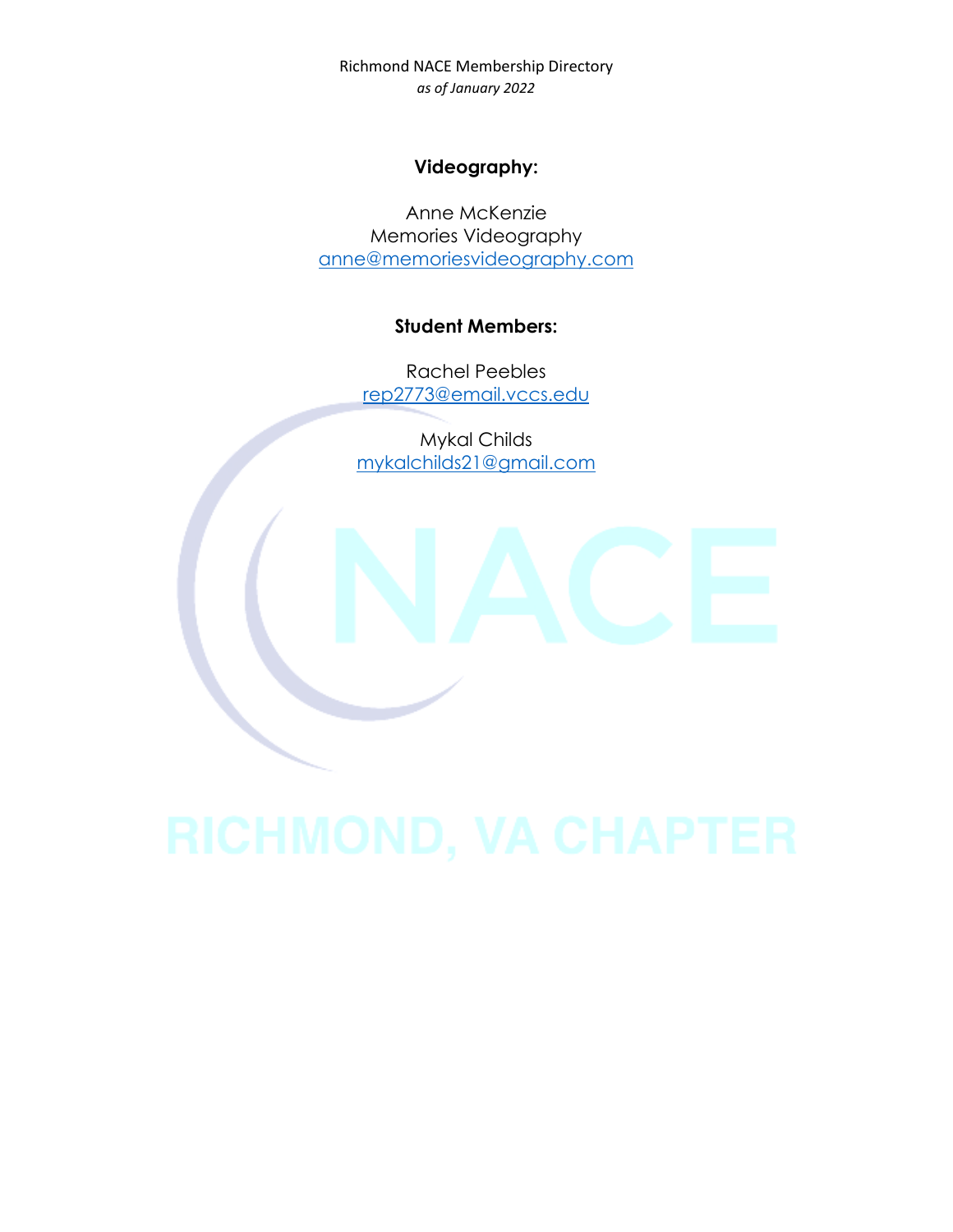### Videography:

Anne McKenzie
Memories Videography
anne@memoriesvideography.com

### Student Members:

Rachel Peebles
rep2773@email.vccs.edu

Mykal Childs
mykalchilds21@gmail.com